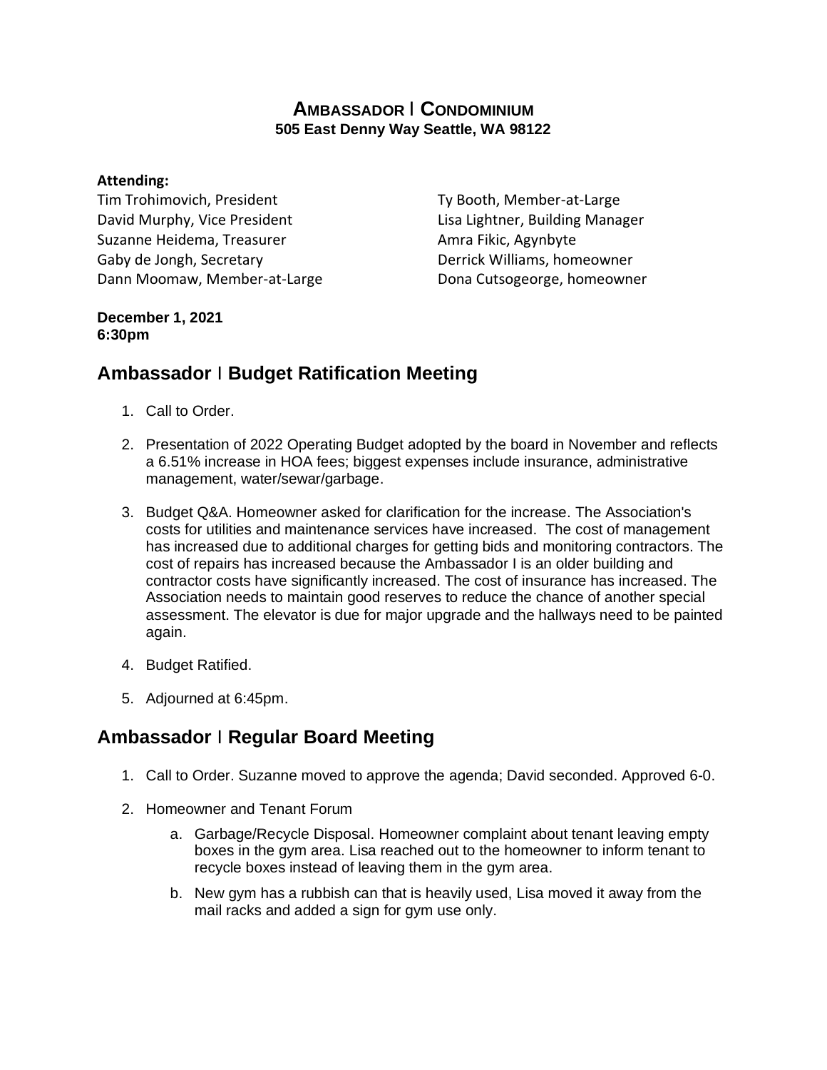# AMBASSADOR I CONDOMINIUM

**505 East Denny Way Seattle, WA 98122**

**Attending:**

Tim Trohimovich, President
David Murphy, Vice President
Suzanne Heidema, Treasurer
Gaby de Jongh, Secretary
Dann Moomaw, Member-at-Large
Ty Booth, Member-at-Large
Lisa Lightner, Building Manager
Amra Fikic, Agynbyte
Derrick Williams, homeowner
Dona Cutsogeorge, homeowner

**December 1, 2021**
**6:30pm**

## Ambassador I Budget Ratification Meeting

1. Call to Order.
2. Presentation of 2022 Operating Budget adopted by the board in November and reflects a 6.51% increase in HOA fees; biggest expenses include insurance, administrative management, water/sewar/garbage.
3. Budget Q&A. Homeowner asked for clarification for the increase. The Association's costs for utilities and maintenance services have increased. The cost of management has increased due to additional charges for getting bids and monitoring contractors. The cost of repairs has increased because the Ambassador I is an older building and contractor costs have significantly increased. The cost of insurance has increased. The Association needs to maintain good reserves to reduce the chance of another special assessment. The elevator is due for major upgrade and the hallways need to be painted again.
4. Budget Ratified.
5. Adjourned at 6:45pm.

## Ambassador I Regular Board Meeting

1. Call to Order. Suzanne moved to approve the agenda; David seconded. Approved 6-0.
2. Homeowner and Tenant Forum
   a. Garbage/Recycle Disposal. Homeowner complaint about tenant leaving empty boxes in the gym area. Lisa reached out to the homeowner to inform tenant to recycle boxes instead of leaving them in the gym area.
   b. New gym has a rubbish can that is heavily used, Lisa moved it away from the mail racks and added a sign for gym use only.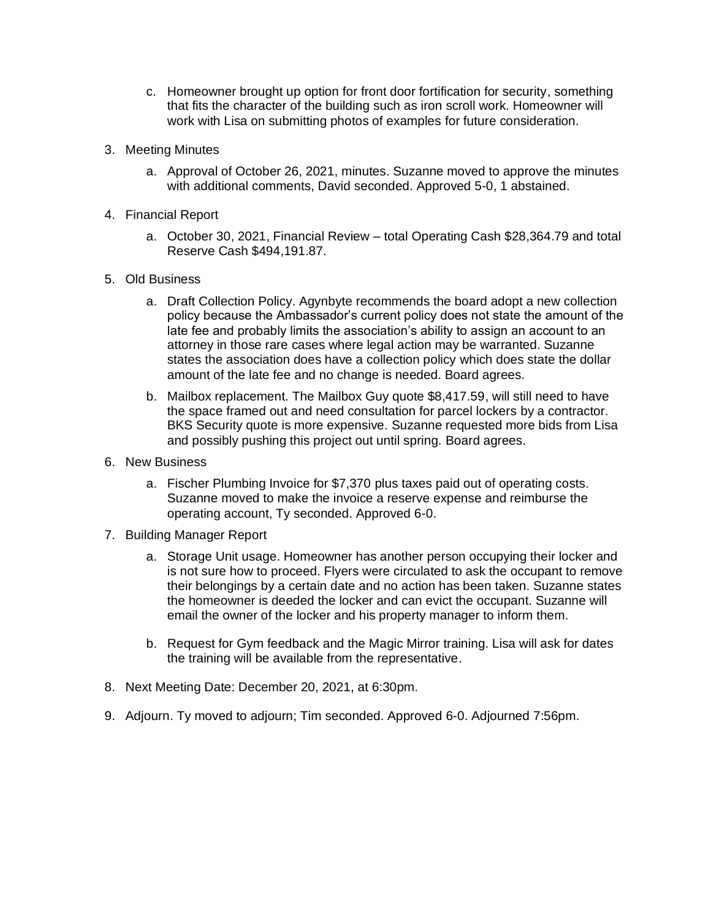c. Homeowner brought up option for front door fortification for security, something that fits the character of the building such as iron scroll work. Homeowner will work with Lisa on submitting photos of examples for future consideration.

3. Meeting Minutes
   a. Approval of October 26, 2021, minutes. Suzanne moved to approve the minutes with additional comments, David seconded. Approved 5-0, 1 abstained.

4. Financial Report
   a. October 30, 2021, Financial Review – total Operating Cash $28,364.79 and total Reserve Cash $494,191.87.

5. Old Business
   a. Draft Collection Policy. Agynbyte recommends the board adopt a new collection policy because the Ambassador's current policy does not state the amount of the late fee and probably limits the association's ability to assign an account to an attorney in those rare cases where legal action may be warranted. Suzanne states the association does have a collection policy which does state the dollar amount of the late fee and no change is needed. Board agrees.
   b. Mailbox replacement. The Mailbox Guy quote $8,417.59, will still need to have the space framed out and need consultation for parcel lockers by a contractor. BKS Security quote is more expensive. Suzanne requested more bids from Lisa and possibly pushing this project out until spring. Board agrees.

6. New Business
   a. Fischer Plumbing Invoice for $7,370 plus taxes paid out of operating costs. Suzanne moved to make the invoice a reserve expense and reimburse the operating account, Ty seconded. Approved 6-0.

7. Building Manager Report
   a. Storage Unit usage. Homeowner has another person occupying their locker and is not sure how to proceed. Flyers were circulated to ask the occupant to remove their belongings by a certain date and no action has been taken. Suzanne states the homeowner is deeded the locker and can evict the occupant. Suzanne will email the owner of the locker and his property manager to inform them.
   b. Request for Gym feedback and the Magic Mirror training. Lisa will ask for dates the training will be available from the representative.

8. Next Meeting Date: December 20, 2021, at 6:30pm.

9. Adjourn. Ty moved to adjourn; Tim seconded. Approved 6-0. Adjourned 7:56pm.